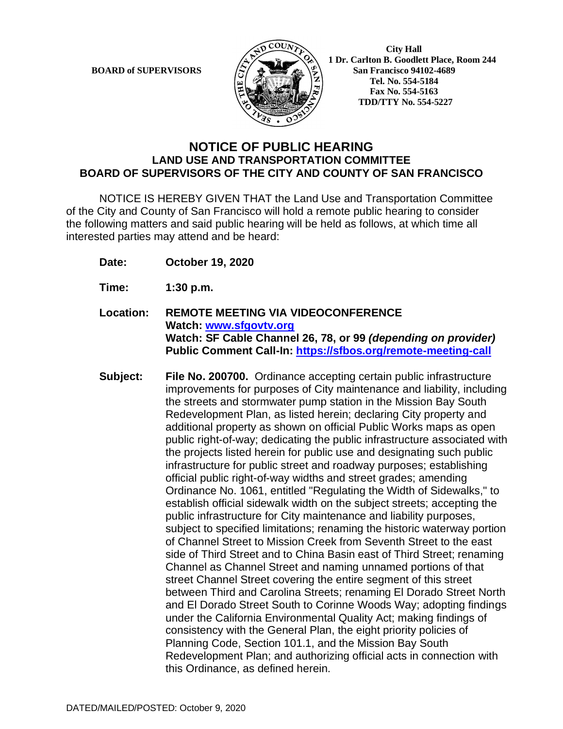**BOARD of SUPERVISORS**

**City Hall**
**1 Dr. Carlton B. Goodlett Place, Room 244**
**San Francisco 94102-4689**
**Tel. No. 554-5184**
**Fax No. 554-5163**
**TDD/TTY No. 554-5227**

# NOTICE OF PUBLIC HEARING
## LAND USE AND TRANSPORTATION COMMITTEE
## BOARD OF SUPERVISORS OF THE CITY AND COUNTY OF SAN FRANCISCO

NOTICE IS HEREBY GIVEN THAT the Land Use and Transportation Committee of the City and County of San Francisco will hold a remote public hearing to consider the following matters and said public hearing will be held as follows, at which time all interested parties may attend and be heard:

**Date:** **October 19, 2020**

**Time:** **1:30 p.m.**

**Location:** **REMOTE MEETING VIA VIDEOCONFERENCE**
**Watch: [www.sfgovtv.org](www.sfgovtv.org)**
**Watch: SF Cable Channel 26, 78, or 99 *(depending on provider)***
**Public Comment Call-In: [https://sfbos.org/remote-meeting-call](https://sfbos.org/remote-meeting-call)**

**Subject:** **File No. 200700.** Ordinance accepting certain public infrastructure improvements for purposes of City maintenance and liability, including the streets and stormwater pump station in the Mission Bay South Redevelopment Plan, as listed herein; declaring City property and additional property as shown on official Public Works maps as open public right-of-way; dedicating the public infrastructure associated with the projects listed herein for public use and designating such public infrastructure for public street and roadway purposes; establishing official public right-of-way widths and street grades; amending Ordinance No. 1061, entitled "Regulating the Width of Sidewalks," to establish official sidewalk width on the subject streets; accepting the public infrastructure for City maintenance and liability purposes, subject to specified limitations; renaming the historic waterway portion of Channel Street to Mission Creek from Seventh Street to the east side of Third Street and to China Basin east of Third Street; renaming Channel as Channel Street and naming unnamed portions of that street Channel Street covering the entire segment of this street between Third and Carolina Streets; renaming El Dorado Street North and El Dorado Street South to Corinne Woods Way; adopting findings under the California Environmental Quality Act; making findings of consistency with the General Plan, the eight priority policies of Planning Code, Section 101.1, and the Mission Bay South Redevelopment Plan; and authorizing official acts in connection with this Ordinance, as defined herein.

DATED/MAILED/POSTED: October 9, 2020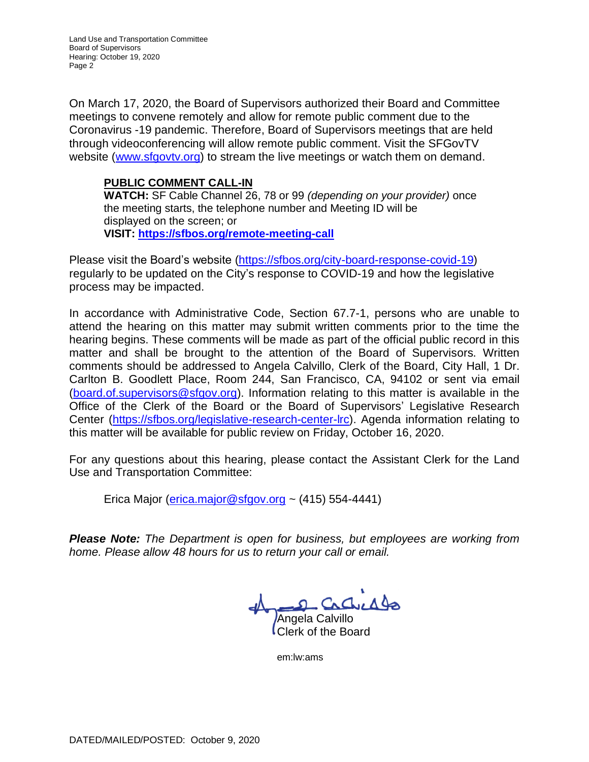On March 17, 2020, the Board of Supervisors authorized their Board and Committee meetings to convene remotely and allow for remote public comment due to the Coronavirus -19 pandemic. Therefore, Board of Supervisors meetings that are held through videoconferencing will allow remote public comment. Visit the SFGovTV website (www.sfgovtv.org) to stream the live meetings or watch them on demand.

**PUBLIC COMMENT CALL-IN**
**WATCH:** SF Cable Channel 26, 78 or 99 *(depending on your provider)* once the meeting starts, the telephone number and Meeting ID will be displayed on the screen; or
**VISIT: https://sfbos.org/remote-meeting-call**

Please visit the Board's website (https://sfbos.org/city-board-response-covid-19) regularly to be updated on the City's response to COVID-19 and how the legislative process may be impacted.

In accordance with Administrative Code, Section 67.7-1, persons who are unable to attend the hearing on this matter may submit written comments prior to the time the hearing begins. These comments will be made as part of the official public record in this matter and shall be brought to the attention of the Board of Supervisors. Written comments should be addressed to Angela Calvillo, Clerk of the Board, City Hall, 1 Dr. Carlton B. Goodlett Place, Room 244, San Francisco, CA, 94102 or sent via email (board.of.supervisors@sfgov.org). Information relating to this matter is available in the Office of the Clerk of the Board or the Board of Supervisors' Legislative Research Center (https://sfbos.org/legislative-research-center-lrc). Agenda information relating to this matter will be available for public review on Friday, October 16, 2020.

For any questions about this hearing, please contact the Assistant Clerk for the Land Use and Transportation Committee:

Erica Major (erica.major@sfgov.org ~ (415) 554-4441)

***Please Note:*** *The Department is open for business, but employees are working from home. Please allow 48 hours for us to return your call or email.*

Angela Calvillo
Clerk of the Board

em:lw:ams

DATED/MAILED/POSTED: October 9, 2020